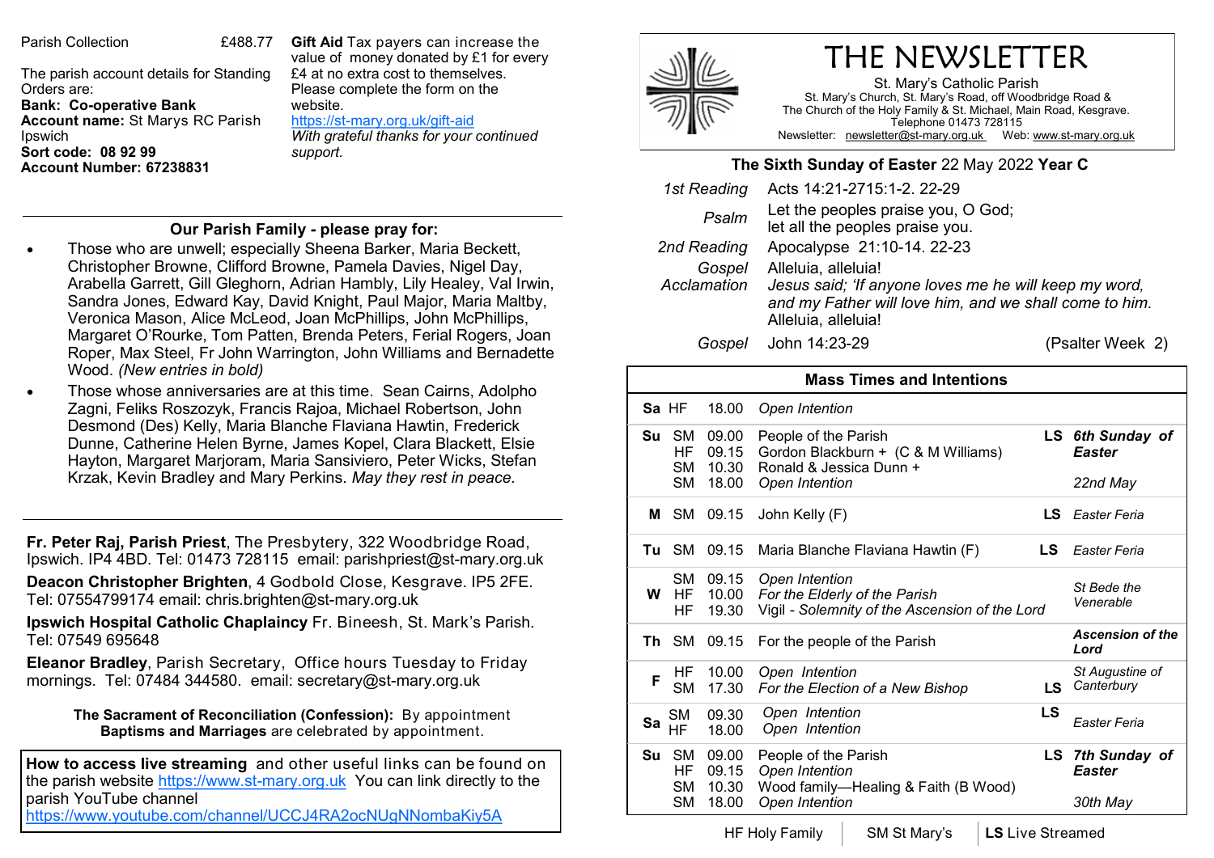# THE NEWSLETTER

St. Mary's Catholic Parish
St. Mary's Church, St. Mary's Road, off Woodbridge Road &
The Church of the Holy Family & St. Michael, Main Road, Kesgrave.
Telephone 01473 728115
Newsletter: newsletter@st-mary.org.uk Web: www.st-mary.org.uk

## The Sixth Sunday of Easter 22 May 2022 Year C

| | |
|---|---|
| *1st Reading* | Acts 14:21-2715:1-2. 22-29 |
| *Psalm* | Let the peoples praise you, O God; let all the peoples praise you. |
| *2nd Reading* | Apocalypse 21:10-14. 22-23 |
| *Gospel Acclamation* | Alleluia, alleluia! *Jesus said; 'If anyone loves me he will keep my word, and my Father will love him, and we shall come to him.* Alleluia, alleluia! |
| *Gospel* | John 14:23-29 (Psalter Week 2) |

## Mass Times and Intentions

| Day | Church | Time | Intention | | Feast |
|---|---|---|---|---|---|
| **Sa** | HF | 18.00 | *Open Intention* | | |
| **Su** | SM | 09.00 | People of the Parish | **LS** | ***6th Sunday of Easter*** |
| | HF | 09.15 | Gordon Blackburn + (C & M Williams) | | |
| | SM | 10.30 | Ronald & Jessica Dunn + | | |
| | SM | 18.00 | *Open Intention* | | *22nd May* |
| **M** | SM | 09.15 | John Kelly (F) | **LS** | *Easter Feria* |
| **Tu** | SM | 09.15 | Maria Blanche Flaviana Hawtin (F) | **LS** | *Easter Feria* |
| **W** | SM | 09.15 | *Open Intention* | | *St Bede the Venerable* |
| | HF | 10.00 | *For the Elderly of the Parish* | | |
| | HF | 19.30 | Vigil - *Solemnity of the Ascension of the Lord* | | |
| **Th** | SM | 09.15 | For the people of the Parish | | ***Ascension of the Lord*** |
| **F** | HF | 10.00 | *Open Intention* | | *St Augustine of Canterbury* |
| | SM | 17.30 | *For the Election of a New Bishop* | **LS** | |
| **Sa** | SM | 09.30 | *Open Intention* | **LS** | *Easter Feria* |
| | HF | 18.00 | *Open Intention* | | |
| **Su** | SM | 09.00 | People of the Parish | **LS** | ***7th Sunday of Easter*** |
| | HF | 09.15 | *Open Intention* | | |
| | SM | 10.30 | Wood family—Healing & Faith (B Wood) | | |
| | SM | 18.00 | *Open Intention* | | *30th May* |

HF Holy Family | SM St Mary's | **LS** Live Streamed

Parish Collection £488.77

The parish account details for Standing Orders are:
**Bank: Co-operative Bank**
**Account name:** St Marys RC Parish Ipswich
**Sort code: 08 92 99**
**Account Number: 67238831**

**Gift Aid** Tax payers can increase the value of money donated by £1 for every £4 at no extra cost to themselves. Please complete the form on the website.
https://st-mary.org.uk/gift-aid
*With grateful thanks for your continued support.*

## Our Parish Family - please pray for:

- Those who are unwell; especially Sheena Barker, Maria Beckett, Christopher Browne, Clifford Browne, Pamela Davies, Nigel Day, Arabella Garrett, Gill Gleghorn, Adrian Hambly, Lily Healey, Val Irwin, Sandra Jones, Edward Kay, David Knight, Paul Major, Maria Maltby, Veronica Mason, Alice McLeod, Joan McPhillips, John McPhillips, Margaret O'Rourke, Tom Patten, Brenda Peters, Ferial Rogers, Joan Roper, Max Steel, Fr John Warrington, John Williams and Bernadette Wood. *(New entries in bold)*
- Those whose anniversaries are at this time. Sean Cairns, Adolpho Zagni, Feliks Roszozyk, Francis Rajoa, Michael Robertson, John Desmond (Des) Kelly, Maria Blanche Flaviana Hawtin, Frederick Dunne, Catherine Helen Byrne, James Kopel, Clara Blackett, Elsie Hayton, Margaret Marjoram, Maria Sansiviero, Peter Wicks, Stefan Krzak, Kevin Bradley and Mary Perkins. *May they rest in peace.*

**Fr. Peter Raj, Parish Priest**, The Presbytery, 322 Woodbridge Road, Ipswich. IP4 4BD. Tel: 01473 728115 email: parishpriest@st-mary.org.uk

**Deacon Christopher Brighten**, 4 Godbold Close, Kesgrave. IP5 2FE. Tel: 07554799174 email: chris.brighten@st-mary.org.uk

**Ipswich Hospital Catholic Chaplaincy** Fr. Bineesh, St. Mark's Parish. Tel: 07549 695648

**Eleanor Bradley**, Parish Secretary, Office hours Tuesday to Friday mornings. Tel: 07484 344580. email: secretary@st-mary.org.uk

**The Sacrament of Reconciliation (Confession):** By appointment
**Baptisms and Marriages** are celebrated by appointment.

**How to access live streaming** and other useful links can be found on the parish website https://www.st-mary.org.uk You can link directly to the parish YouTube channel https://www.youtube.com/channel/UCCJ4RA2ocNUgNNombaKiy5A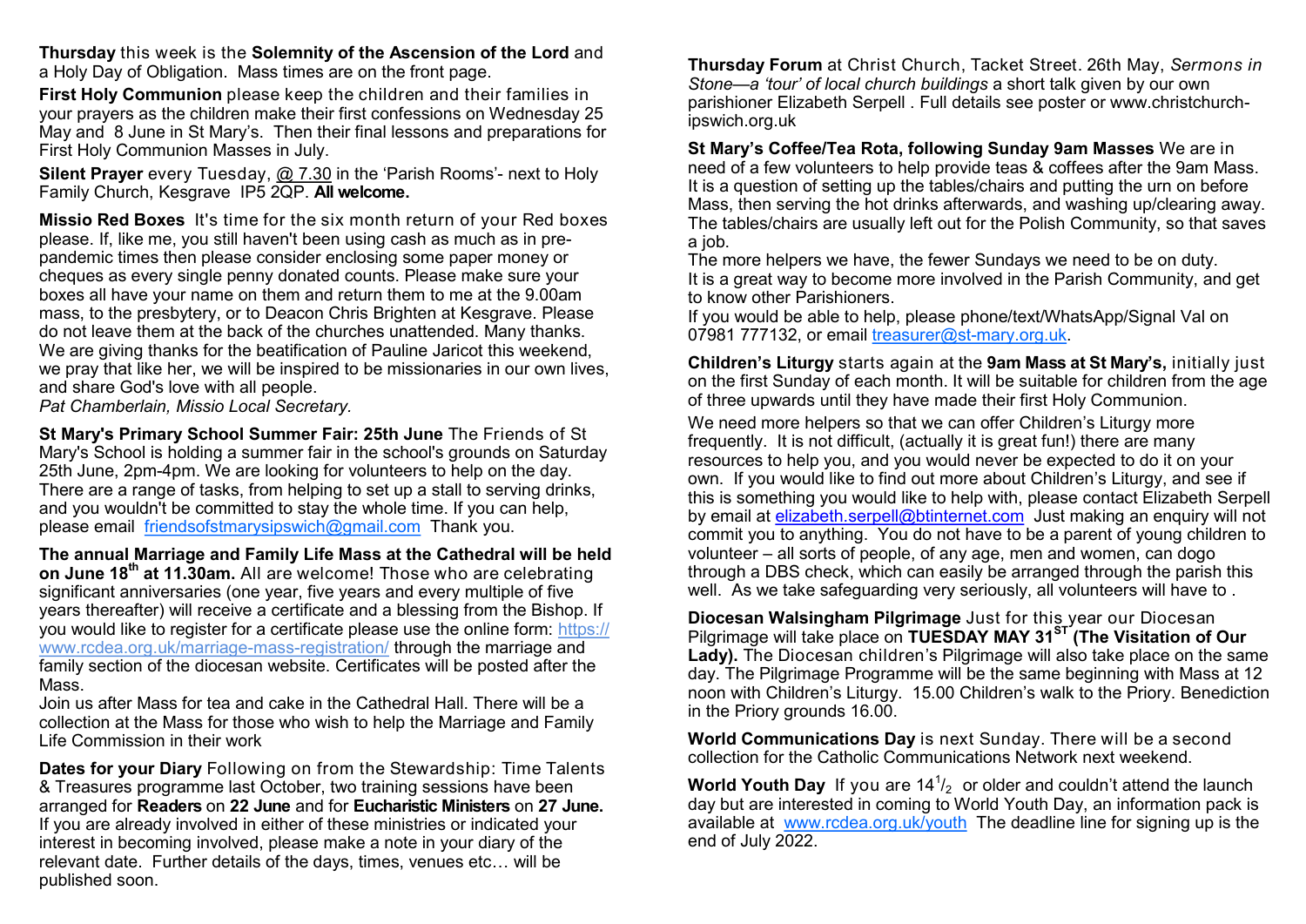**Thursday** this week is the **Solemnity of the Ascension of the Lord** and a Holy Day of Obligation. Mass times are on the front page.

**First Holy Communion** please keep the children and their families in your prayers as the children make their first confessions on Wednesday 25 May and 8 June in St Mary's. Then their final lessons and preparations for First Holy Communion Masses in July.

**Silent Prayer** every Tuesday, @ 7.30 in the 'Parish Rooms'- next to Holy Family Church, Kesgrave IP5 2QP. **All welcome.**

**Missio Red Boxes** It's time for the six month return of your Red boxes please. If, like me, you still haven't been using cash as much as in pre-pandemic times then please consider enclosing some paper money or cheques as every single penny donated counts. Please make sure your boxes all have your name on them and return them to me at the 9.00am mass, to the presbytery, or to Deacon Chris Brighten at Kesgrave. Please do not leave them at the back of the churches unattended. Many thanks. We are giving thanks for the beatification of Pauline Jaricot this weekend, we pray that like her, we will be inspired to be missionaries in our own lives, and share God's love with all people.
*Pat Chamberlain, Missio Local Secretary.*

**St Mary's Primary School Summer Fair: 25th June** The Friends of St Mary's School is holding a summer fair in the school's grounds on Saturday 25th June, 2pm-4pm. We are looking for volunteers to help on the day. There are a range of tasks, from helping to set up a stall to serving drinks, and you wouldn't be committed to stay the whole time. If you can help, please email friendsofstmarysipswich@gmail.com Thank you.

**The annual Marriage and Family Life Mass at the Cathedral will be held on June 18th at 11.30am.** All are welcome! Those who are celebrating significant anniversaries (one year, five years and every multiple of five years thereafter) will receive a certificate and a blessing from the Bishop. If you would like to register for a certificate please use the online form: https://www.rcdea.org.uk/marriage-mass-registration/ through the marriage and family section of the diocesan website. Certificates will be posted after the Mass.
Join us after Mass for tea and cake in the Cathedral Hall. There will be a collection at the Mass for those who wish to help the Marriage and Family Life Commission in their work

**Dates for your Diary** Following on from the Stewardship: Time Talents & Treasures programme last October, two training sessions have been arranged for **Readers** on **22 June** and for **Eucharistic Ministers** on **27 June.** If you are already involved in either of these ministries or indicated your interest in becoming involved, please make a note in your diary of the relevant date. Further details of the days, times, venues etc… will be published soon.

**Thursday Forum** at Christ Church, Tacket Street. 26th May, *Sermons in Stone—a 'tour' of local church buildings* a short talk given by our own parishioner Elizabeth Serpell . Full details see poster or www.christchurch-ipswich.org.uk

**St Mary's Coffee/Tea Rota, following Sunday 9am Masses** We are in need of a few volunteers to help provide teas & coffees after the 9am Mass. It is a question of setting up the tables/chairs and putting the urn on before Mass, then serving the hot drinks afterwards, and washing up/clearing away. The tables/chairs are usually left out for the Polish Community, so that saves a job.
The more helpers we have, the fewer Sundays we need to be on duty.
It is a great way to become more involved in the Parish Community, and get to know other Parishioners.
If you would be able to help, please phone/text/WhatsApp/Signal Val on 07981 777132, or email treasurer@st-mary.org.uk.

**Children's Liturgy** starts again at the **9am Mass at St Mary's,** initially just on the first Sunday of each month. It will be suitable for children from the age of three upwards until they have made their first Holy Communion.

We need more helpers so that we can offer Children's Liturgy more frequently. It is not difficult, (actually it is great fun!) there are many resources to help you, and you would never be expected to do it on your own. If you would like to find out more about Children's Liturgy, and see if this is something you would like to help with, please contact Elizabeth Serpell by email at elizabeth.serpell@btinternet.com Just making an enquiry will not commit you to anything. You do not have to be a parent of young children to volunteer – all sorts of people, of any age, men and women, can dogo through a DBS check, which can easily be arranged through the parish this well. As we take safeguarding very seriously, all volunteers will have to .

**Diocesan Walsingham Pilgrimage** Just for this year our Diocesan Pilgrimage will take place on **TUESDAY MAY 31ST (The Visitation of Our Lady).** The Diocesan children's Pilgrimage will also take place on the same day. The Pilgrimage Programme will be the same beginning with Mass at 12 noon with Children's Liturgy. 15.00 Children's walk to the Priory. Benediction in the Priory grounds 16.00.

**World Communications Day** is next Sunday. There will be a second collection for the Catholic Communications Network next weekend.

**World Youth Day** If you are $14^1/_2$ or older and couldn't attend the launch day but are interested in coming to World Youth Day, an information pack is available at www.rcdea.org.uk/youth The deadline line for signing up is the end of July 2022.